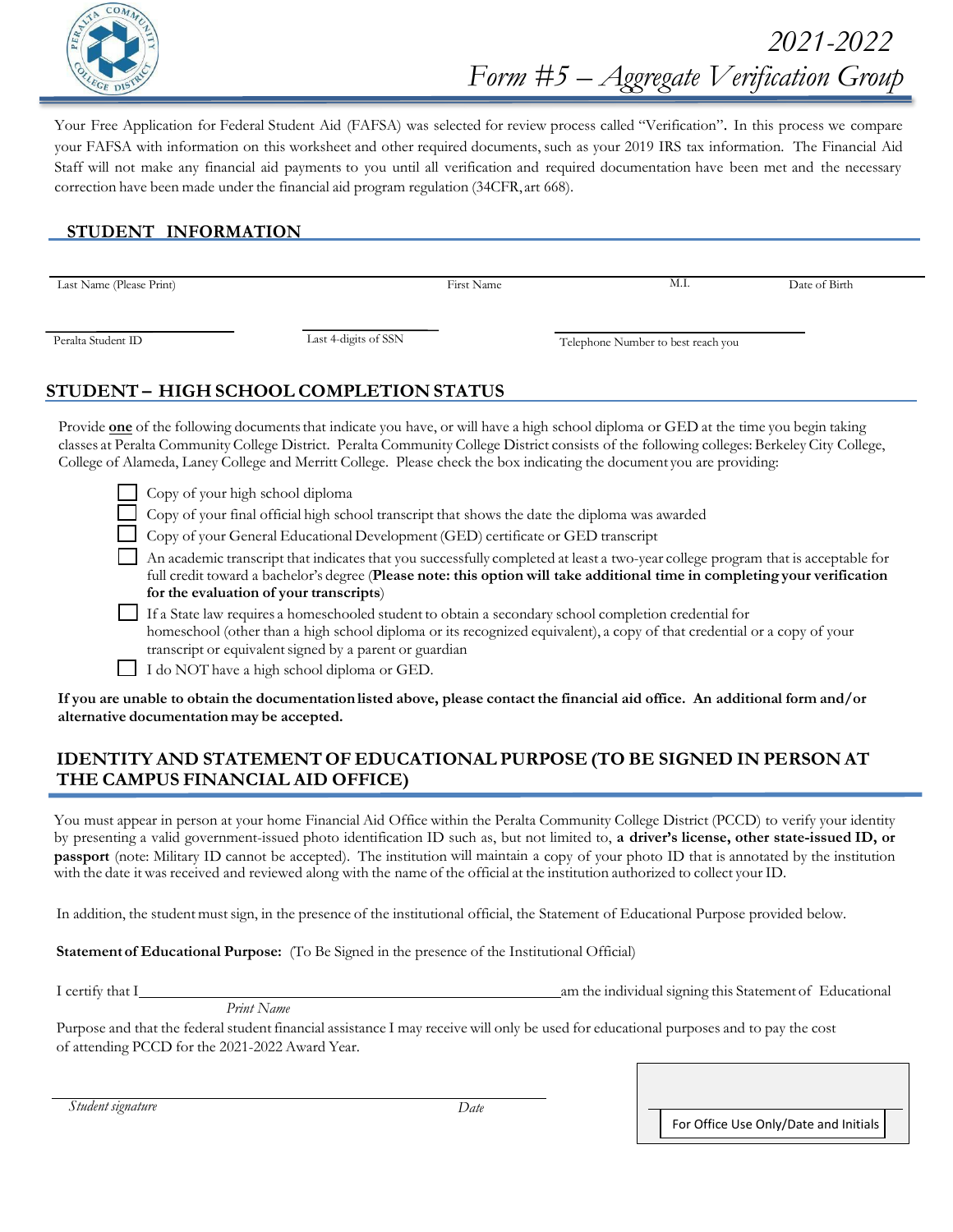# 2021-2022
# Form #5 – Aggregate Verification Group

Your Free Application for Federal Student Aid (FAFSA) was selected for review process called "Verification". In this process we compare your FAFSA with information on this worksheet and other required documents, such as your 2019 IRS tax information. The Financial Aid Staff will not make any financial aid payments to you until all verification and required documentation have been met and the necessary correction have been made under the financial aid program regulation (34CFR, art 668).

## STUDENT INFORMATION

| Last Name (Please Print) | First Name | M.I. | Date of Birth |
|---|---|---|---|
| | | | |

| Peralta Student ID | Last 4-digits of SSN | Telephone Number to best reach you |
|---|---|---|
| | | |

## STUDENT – HIGH SCHOOL COMPLETION STATUS

Provide **one** of the following documents that indicate you have, or will have a high school diploma or GED at the time you begin taking classes at Peralta Community College District. Peralta Community College District consists of the following colleges: Berkeley City College, College of Alameda, Laney College and Merritt College. Please check the box indicating the document you are providing:

- ☐ Copy of your high school diploma
- ☐ Copy of your final official high school transcript that shows the date the diploma was awarded
- ☐ Copy of your General Educational Development (GED) certificate or GED transcript
- ☐ An academic transcript that indicates that you successfully completed at least a two-year college program that is acceptable for full credit toward a bachelor's degree (**Please note: this option will take additional time in completing your verification for the evaluation of your transcripts**)
- ☐ If a State law requires a homeschooled student to obtain a secondary school completion credential for homeschool (other than a high school diploma or its recognized equivalent), a copy of that credential or a copy of your transcript or equivalent signed by a parent or guardian
- ☐ I do NOT have a high school diploma or GED.

**If you are unable to obtain the documentation listed above, please contact the financial aid office. An additional form and/or alternative documentation may be accepted.**

## IDENTITY AND STATEMENT OF EDUCATIONAL PURPOSE (TO BE SIGNED IN PERSON AT THE CAMPUS FINANCIAL AID OFFICE)

You must appear in person at your home Financial Aid Office within the Peralta Community College District (PCCD) to verify your identity by presenting a valid government-issued photo identification ID such as, but not limited to, **a driver's license, other state-issued ID, or passport** (note: Military ID cannot be accepted). The institution will maintain a copy of your photo ID that is annotated by the institution with the date it was received and reviewed along with the name of the official at the institution authorized to collect your ID.

In addition, the student must sign, in the presence of the institutional official, the Statement of Educational Purpose provided below.

**Statement of Educational Purpose:** (To Be Signed in the presence of the Institutional Official)

I certify that I ______________________________ am the individual signing this Statement of Educational
*Print Name*

Purpose and that the federal student financial assistance I may receive will only be used for educational purposes and to pay the cost of attending PCCD for the 2021-2022 Award Year.

______________________________________________
*Student signature* *Date*

For Office Use Only/Date and Initials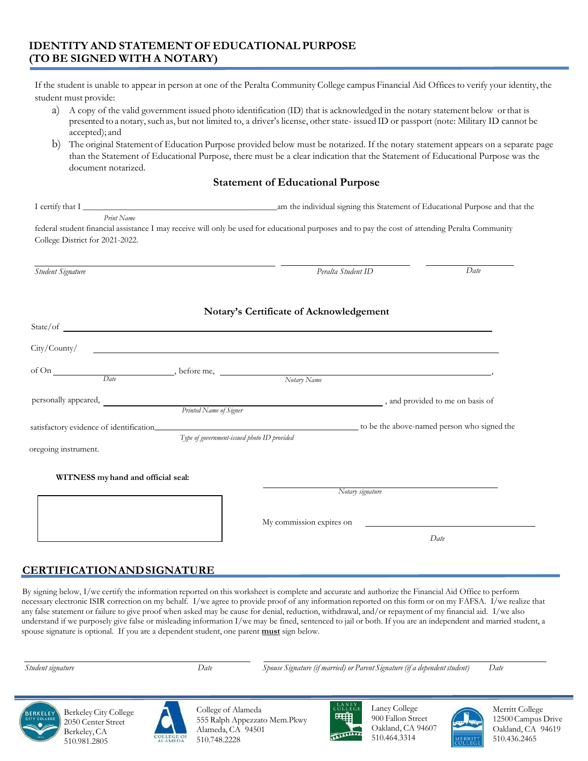## IDENTITY AND STATEMENT OF EDUCATIONAL PURPOSE (TO BE SIGNED WITH A NOTARY)

If the student is unable to appear in person at one of the Peralta Community College campus Financial Aid Offices to verify your identity, the student must provide:

a) A copy of the valid government issued photo identification (ID) that is acknowledged in the notary statement below or that is presented to a notary, such as, but not limited to, a driver's license, other state- issued ID or passport (note: Military ID cannot be accepted); and

b) The original Statement of Education Purpose provided below must be notarized. If the notary statement appears on a separate page than the Statement of Educational Purpose, there must be a clear indication that the Statement of Educational Purpose was the document notarized.

### Statement of Educational Purpose

I certify that I ___________________________________________ am the individual signing this Statement of Educational Purpose and that the
*Print Name*

federal student financial assistance I may receive will only be used for educational purposes and to pay the cost of attending Peralta Community College District for 2021-2022.

_______________________________ _______________________ _______________

*Student Signature* *Peralta Student ID* *Date*

### Notary's Certificate of Acknowledgement

State/of ___________________________________________

City/County/ ___________________________________________

of On ______________________, before me, ___________________________________________,
*Date* *Notary Name*

personally appeared, ___________________________________________, and provided to me on basis of
*Printed Name of Signer*

satisfactory evidence of identification___________________________________ to be the above-named person who signed the
*Type of government-issued photo ID provided*

oregoing instrument.

**WITNESS my hand and official seal:**

___________________________________________
*Notary signature*

My commission expires on ___________________________
*Date*

## CERTIFICATION AND SIGNATURE

By signing below, I/we certify the information reported on this worksheet is complete and accurate and authorize the Financial Aid Office to perform necessary electronic ISIR correction on my behalf. I/we agree to provide proof of any information reported on this form or on my FAFSA. I/we realize that any false statement or failure to give proof when asked may be cause for denial, reduction, withdrawal, and/or repayment of my financial aid. I/we also understand if we purposely give false or misleading information I/we may be fined, sentenced to jail or both. If you are an independent and married student, a spouse signature is optional. If you are a dependent student, one parent **must** sign below.

___________________________________________ ___________________________________________

*Student signature* *Date* *Spouse Signature (if married) or Parent Signature (if a dependent student)* *Date*

Berkeley City College
2050 Center Street
Berkeley, CA
510.981.2805

College of Alameda
555 Ralph Appezzato Mem.Pkwy
Alameda, CA 94501
510.748.2228

Laney College
900 Fallon Street
Oakland, CA 94607
510.464.3314

Merritt College
12500 Campus Drive
Oakland, CA 94619
510.436.2465